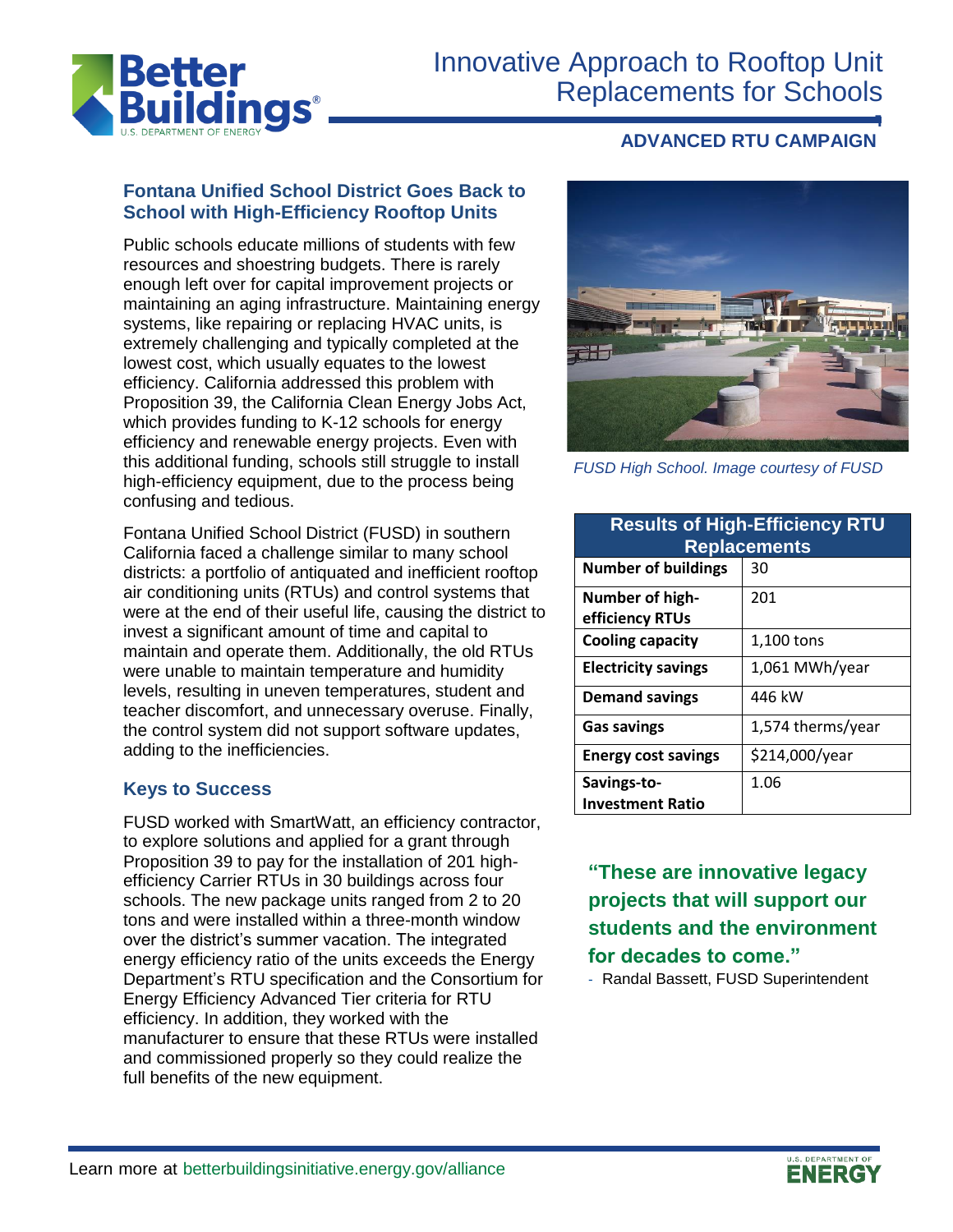# Innovative Approach to Rooftop Unit Replacements for Schools

**ADVANCED RTU CAMPAIGN**

## Fontana Unified School District Goes Back to School with High-Efficiency Rooftop Units

Public schools educate millions of students with few resources and shoestring budgets. There is rarely enough left over for capital improvement projects or maintaining an aging infrastructure. Maintaining energy systems, like repairing or replacing HVAC units, is extremely challenging and typically completed at the lowest cost, which usually equates to the lowest efficiency. California addressed this problem with Proposition 39, the California Clean Energy Jobs Act, which provides funding to K-12 schools for energy efficiency and renewable energy projects. Even with this additional funding, schools still struggle to install high-efficiency equipment, due to the process being confusing and tedious.

Fontana Unified School District (FUSD) in southern California faced a challenge similar to many school districts: a portfolio of antiquated and inefficient rooftop air conditioning units (RTUs) and control systems that were at the end of their useful life, causing the district to invest a significant amount of time and capital to maintain and operate them. Additionally, the old RTUs were unable to maintain temperature and humidity levels, resulting in uneven temperatures, student and teacher discomfort, and unnecessary overuse. Finally, the control system did not support software updates, adding to the inefficiencies.

### Keys to Success

FUSD worked with SmartWatt, an efficiency contractor, to explore solutions and applied for a grant through Proposition 39 to pay for the installation of 201 high-efficiency Carrier RTUs in 30 buildings across four schools. The new package units ranged from 2 to 20 tons and were installed within a three-month window over the district's summer vacation. The integrated energy efficiency ratio of the units exceeds the Energy Department's RTU specification and the Consortium for Energy Efficiency Advanced Tier criteria for RTU efficiency. In addition, they worked with the manufacturer to ensure that these RTUs were installed and commissioned properly so they could realize the full benefits of the new equipment.

*FUSD High School. Image courtesy of FUSD*

| Results of High-Efficiency RTU Replacements | |
|---|---|
| **Number of buildings** | 30 |
| **Number of high-efficiency RTUs** | 201 |
| **Cooling capacity** | 1,100 tons |
| **Electricity savings** | 1,061 MWh/year |
| **Demand savings** | 446 kW |
| **Gas savings** | 1,574 therms/year |
| **Energy cost savings** | $214,000/year |
| **Savings-to-Investment Ratio** | 1.06 |

**"These are innovative legacy projects that will support our students and the environment for decades to come."**

- Randal Bassett, FUSD Superintendent

Learn more at betterbuildingsinitiative.energy.gov/alliance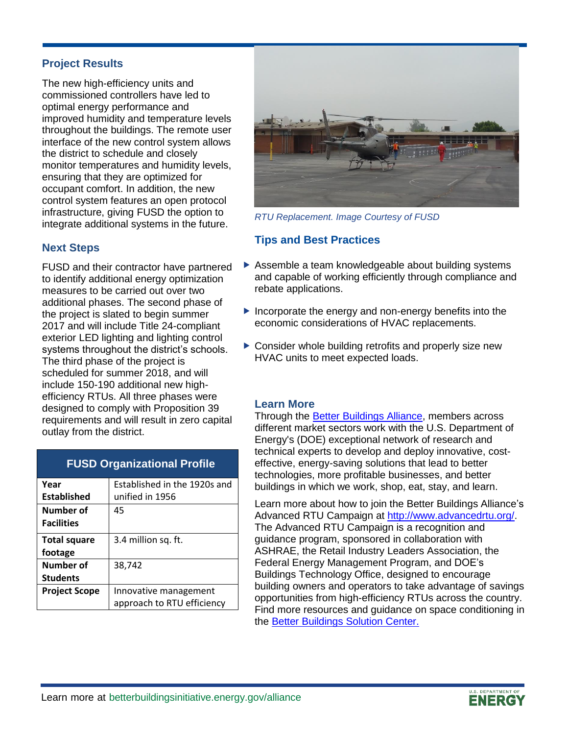## Project Results

The new high-efficiency units and commissioned controllers have led to optimal energy performance and improved humidity and temperature levels throughout the buildings. The remote user interface of the new control system allows the district to schedule and closely monitor temperatures and humidity levels, ensuring that they are optimized for occupant comfort. In addition, the new control system features an open protocol infrastructure, giving FUSD the option to integrate additional systems in the future.

## Next Steps

FUSD and their contractor have partnered to identify additional energy optimization measures to be carried out over two additional phases. The second phase of the project is slated to begin summer 2017 and will include Title 24-compliant exterior LED lighting and lighting control systems throughout the district's schools. The third phase of the project is scheduled for summer 2018, and will include 150-190 additional new high-efficiency RTUs. All three phases were designed to comply with Proposition 39 requirements and will result in zero capital outlay from the district.

| FUSD Organizational Profile | |
|---|---|
| **Year Established** | Established in the 1920s and unified in 1956 |
| **Number of Facilities** | 45 |
| **Total square footage** | 3.4 million sq. ft. |
| **Number of Students** | 38,742 |
| **Project Scope** | Innovative management approach to RTU efficiency |

*RTU Replacement. Image Courtesy of FUSD*

## Tips and Best Practices

- Assemble a team knowledgeable about building systems and capable of working efficiently through compliance and rebate applications.
- Incorporate the energy and non-energy benefits into the economic considerations of HVAC replacements.
- Consider whole building retrofits and properly size new HVAC units to meet expected loads.

## Learn More

Through the Better Buildings Alliance, members across different market sectors work with the U.S. Department of Energy's (DOE) exceptional network of research and technical experts to develop and deploy innovative, cost-effective, energy-saving solutions that lead to better technologies, more profitable businesses, and better buildings in which we work, shop, eat, stay, and learn.

Learn more about how to join the Better Buildings Alliance's Advanced RTU Campaign at http://www.advancedrtu.org/. The Advanced RTU Campaign is a recognition and guidance program, sponsored in collaboration with ASHRAE, the Retail Industry Leaders Association, the Federal Energy Management Program, and DOE's Buildings Technology Office, designed to encourage building owners and operators to take advantage of savings opportunities from high-efficiency RTUs across the country. Find more resources and guidance on space conditioning in the Better Buildings Solution Center.